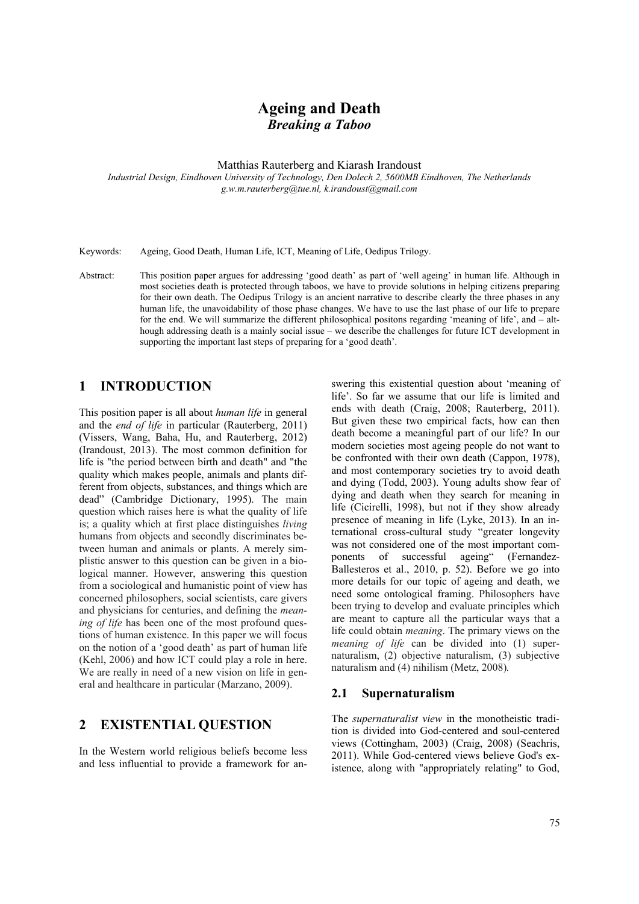# Ageing and Death

## *Breaking a Taboo*

Matthias Rauterberg and Kiarash Irandoust

*Industrial Design, Eindhoven University of Technology, Den Dolech 2, 5600MB Eindhoven, The Netherlands*
*g.w.m.rauterberg@tue.nl, k.irandoust@gmail.com*

Keywords: Ageing, Good Death, Human Life, ICT, Meaning of Life, Oedipus Trilogy.

Abstract: This position paper argues for addressing 'good death' as part of 'well ageing' in human life. Although in most societies death is protected through taboos, we have to provide solutions in helping citizens preparing for their own death. The Oedipus Trilogy is an ancient narrative to describe clearly the three phases in any human life, the unavoidability of those phase changes. We have to use the last phase of our life to prepare for the end. We will summarize the different philosophical positons regarding 'meaning of life', and – although addressing death is a mainly social issue – we describe the challenges for future ICT development in supporting the important last steps of preparing for a 'good death'.

## 1 INTRODUCTION

This position paper is all about *human life* in general and the *end of life* in particular (Rauterberg, 2011) (Vissers, Wang, Baha, Hu, and Rauterberg, 2012) (Irandoust, 2013). The most common definition for life is "the period between birth and death" and "the quality which makes people, animals and plants different from objects, substances, and things which are dead" (Cambridge Dictionary, 1995). The main question which raises here is what the quality of life is; a quality which at first place distinguishes *living* humans from objects and secondly discriminates between human and animals or plants. A merely simplistic answer to this question can be given in a biological manner. However, answering this question from a sociological and humanistic point of view has concerned philosophers, social scientists, care givers and physicians for centuries, and defining the *meaning of life* has been one of the most profound questions of human existence. In this paper we will focus on the notion of a 'good death' as part of human life (Kehl, 2006) and how ICT could play a role in here. We are really in need of a new vision on life in general and healthcare in particular (Marzano, 2009).

## 2 EXISTENTIAL QUESTION

In the Western world religious beliefs become less and less influential to provide a framework for answering this existential question about 'meaning of life'. So far we assume that our life is limited and ends with death (Craig, 2008; Rauterberg, 2011). But given these two empirical facts, how can then death become a meaningful part of our life? In our modern societies most ageing people do not want to be confronted with their own death (Cappon, 1978), and most contemporary societies try to avoid death and dying (Todd, 2003). Young adults show fear of dying and death when they search for meaning in life (Cicirelli, 1998), but not if they show already presence of meaning in life (Lyke, 2013). In an international cross-cultural study "greater longevity was not considered one of the most important components of successful ageing" (Fernandez-Ballesteros et al., 2010, p. 52). Before we go into more details for our topic of ageing and death, we need some ontological framing. Philosophers have been trying to develop and evaluate principles which are meant to capture all the particular ways that a life could obtain *meaning*. The primary views on the *meaning of life* can be divided into (1) supernaturalism, (2) objective naturalism, (3) subjective naturalism and (4) nihilism (Metz, 2008).

### 2.1 Supernaturalism

The *supernaturalist view* in the monotheistic tradition is divided into God-centered and soul-centered views (Cottingham, 2003) (Craig, 2008) (Seachris, 2011). While God-centered views believe God's existence, along with "appropriately relating" to God,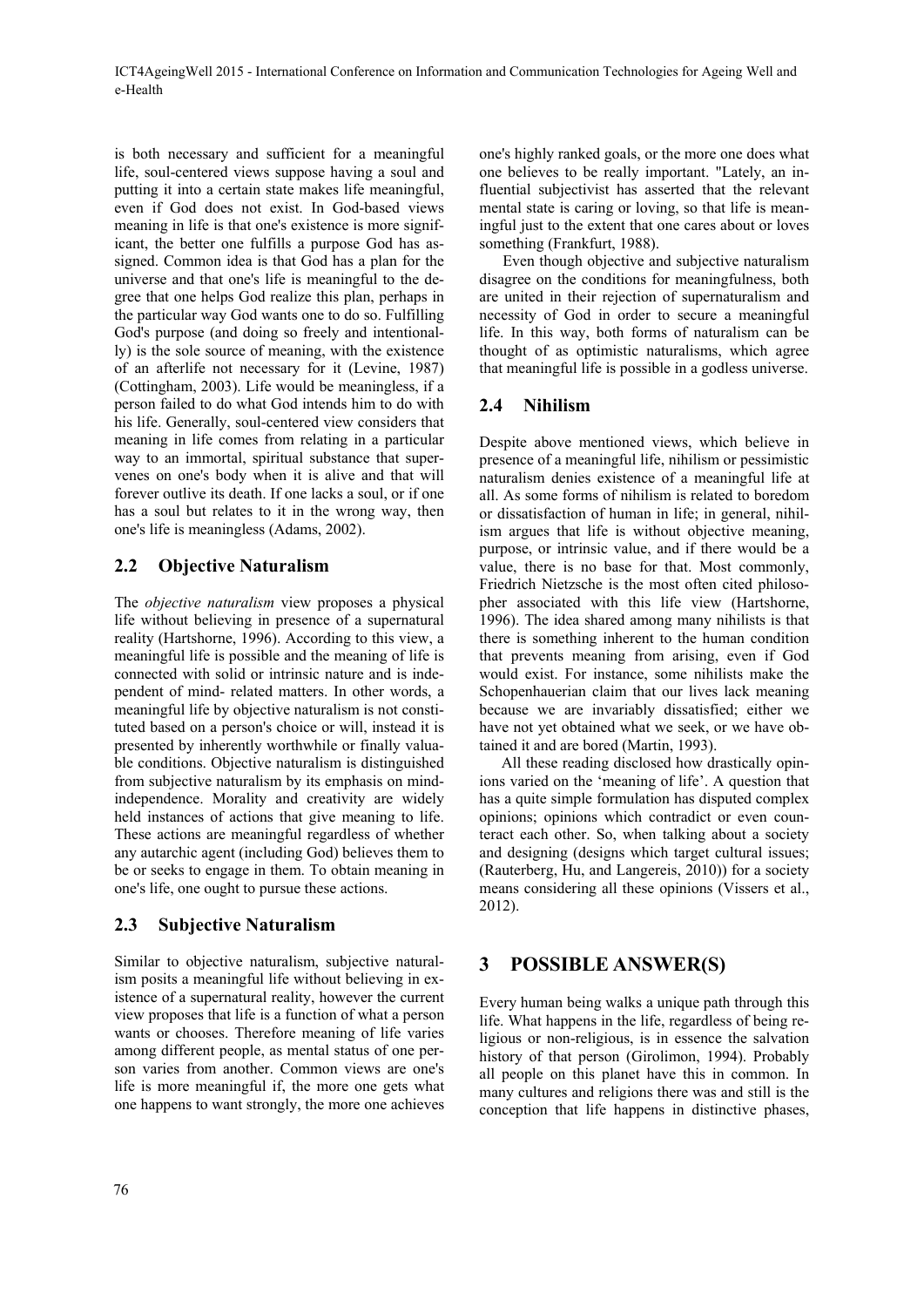is both necessary and sufficient for a meaningful life, soul-centered views suppose having a soul and putting it into a certain state makes life meaningful, even if God does not exist. In God-based views meaning in life is that one's existence is more significant, the better one fulfills a purpose God has assigned. Common idea is that God has a plan for the universe and that one's life is meaningful to the degree that one helps God realize this plan, perhaps in the particular way God wants one to do so. Fulfilling God's purpose (and doing so freely and intentionally) is the sole source of meaning, with the existence of an afterlife not necessary for it (Levine, 1987) (Cottingham, 2003). Life would be meaningless, if a person failed to do what God intends him to do with his life. Generally, soul-centered view considers that meaning in life comes from relating in a particular way to an immortal, spiritual substance that supervenes on one's body when it is alive and that will forever outlive its death. If one lacks a soul, or if one has a soul but relates to it in the wrong way, then one's life is meaningless (Adams, 2002).

## 2.2 Objective Naturalism

The *objective naturalism* view proposes a physical life without believing in presence of a supernatural reality (Hartshorne, 1996). According to this view, a meaningful life is possible and the meaning of life is connected with solid or intrinsic nature and is independent of mind- related matters. In other words, a meaningful life by objective naturalism is not constituted based on a person's choice or will, instead it is presented by inherently worthwhile or finally valuable conditions. Objective naturalism is distinguished from subjective naturalism by its emphasis on mind-independence. Morality and creativity are widely held instances of actions that give meaning to life. These actions are meaningful regardless of whether any autarchic agent (including God) believes them to be or seeks to engage in them. To obtain meaning in one's life, one ought to pursue these actions.

## 2.3 Subjective Naturalism

Similar to objective naturalism, subjective naturalism posits a meaningful life without believing in existence of a supernatural reality, however the current view proposes that life is a function of what a person wants or chooses. Therefore meaning of life varies among different people, as mental status of one person varies from another. Common views are one's life is more meaningful if, the more one gets what one happens to want strongly, the more one achieves one's highly ranked goals, or the more one does what one believes to be really important. "Lately, an influential subjectivist has asserted that the relevant mental state is caring or loving, so that life is meaningful just to the extent that one cares about or loves something (Frankfurt, 1988).

Even though objective and subjective naturalism disagree on the conditions for meaningfulness, both are united in their rejection of supernaturalism and necessity of God in order to secure a meaningful life. In this way, both forms of naturalism can be thought of as optimistic naturalisms, which agree that meaningful life is possible in a godless universe.

## 2.4 Nihilism

Despite above mentioned views, which believe in presence of a meaningful life, nihilism or pessimistic naturalism denies existence of a meaningful life at all. As some forms of nihilism is related to boredom or dissatisfaction of human in life; in general, nihilism argues that life is without objective meaning, purpose, or intrinsic value, and if there would be a value, there is no base for that. Most commonly, Friedrich Nietzsche is the most often cited philosopher associated with this life view (Hartshorne, 1996). The idea shared among many nihilists is that there is something inherent to the human condition that prevents meaning from arising, even if God would exist. For instance, some nihilists make the Schopenhauerian claim that our lives lack meaning because we are invariably dissatisfied; either we have not yet obtained what we seek, or we have obtained it and are bored (Martin, 1993).

All these reading disclosed how drastically opinions varied on the 'meaning of life'. A question that has a quite simple formulation has disputed complex opinions; opinions which contradict or even counteract each other. So, when talking about a society and designing (designs which target cultural issues; (Rauterberg, Hu, and Langereis, 2010)) for a society means considering all these opinions (Vissers et al., 2012).

# 3 POSSIBLE ANSWER(S)

Every human being walks a unique path through this life. What happens in the life, regardless of being religious or non-religious, is in essence the salvation history of that person (Girolimon, 1994). Probably all people on this planet have this in common. In many cultures and religions there was and still is the conception that life happens in distinctive phases,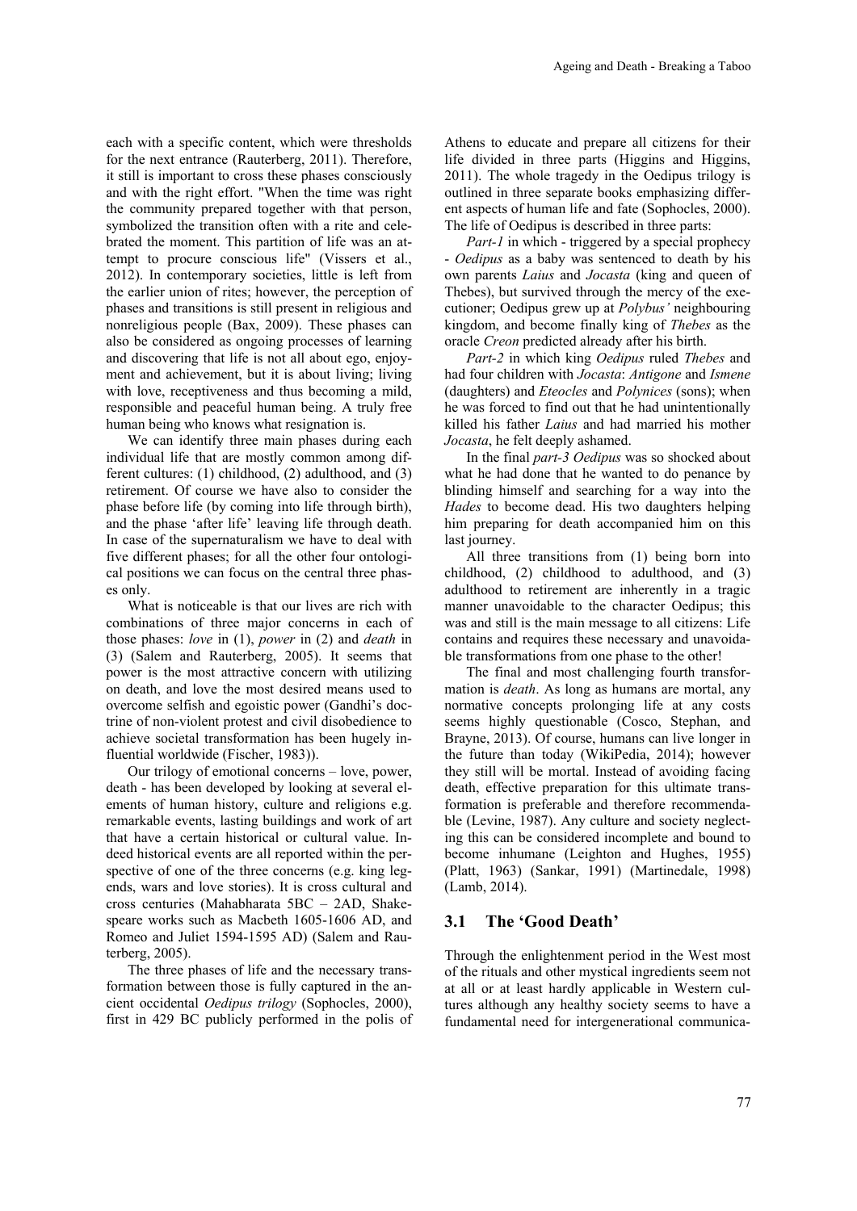each with a specific content, which were thresholds for the next entrance (Rauterberg, 2011). Therefore, it still is important to cross these phases consciously and with the right effort. "When the time was right the community prepared together with that person, symbolized the transition often with a rite and celebrated the moment. This partition of life was an attempt to procure conscious life" (Vissers et al., 2012). In contemporary societies, little is left from the earlier union of rites; however, the perception of phases and transitions is still present in religious and nonreligious people (Bax, 2009). These phases can also be considered as ongoing processes of learning and discovering that life is not all about ego, enjoyment and achievement, but it is about living; living with love, receptiveness and thus becoming a mild, responsible and peaceful human being. A truly free human being who knows what resignation is.

We can identify three main phases during each individual life that are mostly common among different cultures: (1) childhood, (2) adulthood, and (3) retirement. Of course we have also to consider the phase before life (by coming into life through birth), and the phase 'after life' leaving life through death. In case of the supernaturalism we have to deal with five different phases; for all the other four ontological positions we can focus on the central three phases only.

What is noticeable is that our lives are rich with combinations of three major concerns in each of those phases: *love* in (1), *power* in (2) and *death* in (3) (Salem and Rauterberg, 2005). It seems that power is the most attractive concern with utilizing on death, and love the most desired means used to overcome selfish and egoistic power (Gandhi's doctrine of non-violent protest and civil disobedience to achieve societal transformation has been hugely influential worldwide (Fischer, 1983)).

Our trilogy of emotional concerns – love, power, death - has been developed by looking at several elements of human history, culture and religions e.g. remarkable events, lasting buildings and work of art that have a certain historical or cultural value. Indeed historical events are all reported within the perspective of one of the three concerns (e.g. king legends, wars and love stories). It is cross cultural and cross centuries (Mahabharata 5BC – 2AD, Shakespeare works such as Macbeth 1605-1606 AD, and Romeo and Juliet 1594-1595 AD) (Salem and Rauterberg, 2005).

The three phases of life and the necessary transformation between those is fully captured in the ancient occidental *Oedipus trilogy* (Sophocles, 2000), first in 429 BC publicly performed in the polis of Athens to educate and prepare all citizens for their life divided in three parts (Higgins and Higgins, 2011). The whole tragedy in the Oedipus trilogy is outlined in three separate books emphasizing different aspects of human life and fate (Sophocles, 2000). The life of Oedipus is described in three parts:

*Part-1* in which - triggered by a special prophecy - *Oedipus* as a baby was sentenced to death by his own parents *Laius* and *Jocasta* (king and queen of Thebes), but survived through the mercy of the executioner; Oedipus grew up at *Polybus'* neighbouring kingdom, and become finally king of *Thebes* as the oracle *Creon* predicted already after his birth.

*Part-2* in which king *Oedipus* ruled *Thebes* and had four children with *Jocasta*: *Antigone* and *Ismene* (daughters) and *Eteocles* and *Polynices* (sons); when he was forced to find out that he had unintentionally killed his father *Laius* and had married his mother *Jocasta*, he felt deeply ashamed.

In the final *part-3 Oedipus* was so shocked about what he had done that he wanted to do penance by blinding himself and searching for a way into the *Hades* to become dead. His two daughters helping him preparing for death accompanied him on this last journey.

All three transitions from (1) being born into childhood, (2) childhood to adulthood, and (3) adulthood to retirement are inherently in a tragic manner unavoidable to the character Oedipus; this was and still is the main message to all citizens: Life contains and requires these necessary and unavoidable transformations from one phase to the other!

The final and most challenging fourth transformation is *death*. As long as humans are mortal, any normative concepts prolonging life at any costs seems highly questionable (Cosco, Stephan, and Brayne, 2013). Of course, humans can live longer in the future than today (WikiPedia, 2014); however they still will be mortal. Instead of avoiding facing death, effective preparation for this ultimate transformation is preferable and therefore recommendable (Levine, 1987). Any culture and society neglecting this can be considered incomplete and bound to become inhumane (Leighton and Hughes, 1955) (Platt, 1963) (Sankar, 1991) (Martinedale, 1998) (Lamb, 2014).

### 3.1 The 'Good Death'

Through the enlightenment period in the West most of the rituals and other mystical ingredients seem not at all or at least hardly applicable in Western cultures although any healthy society seems to have a fundamental need for intergenerational communica-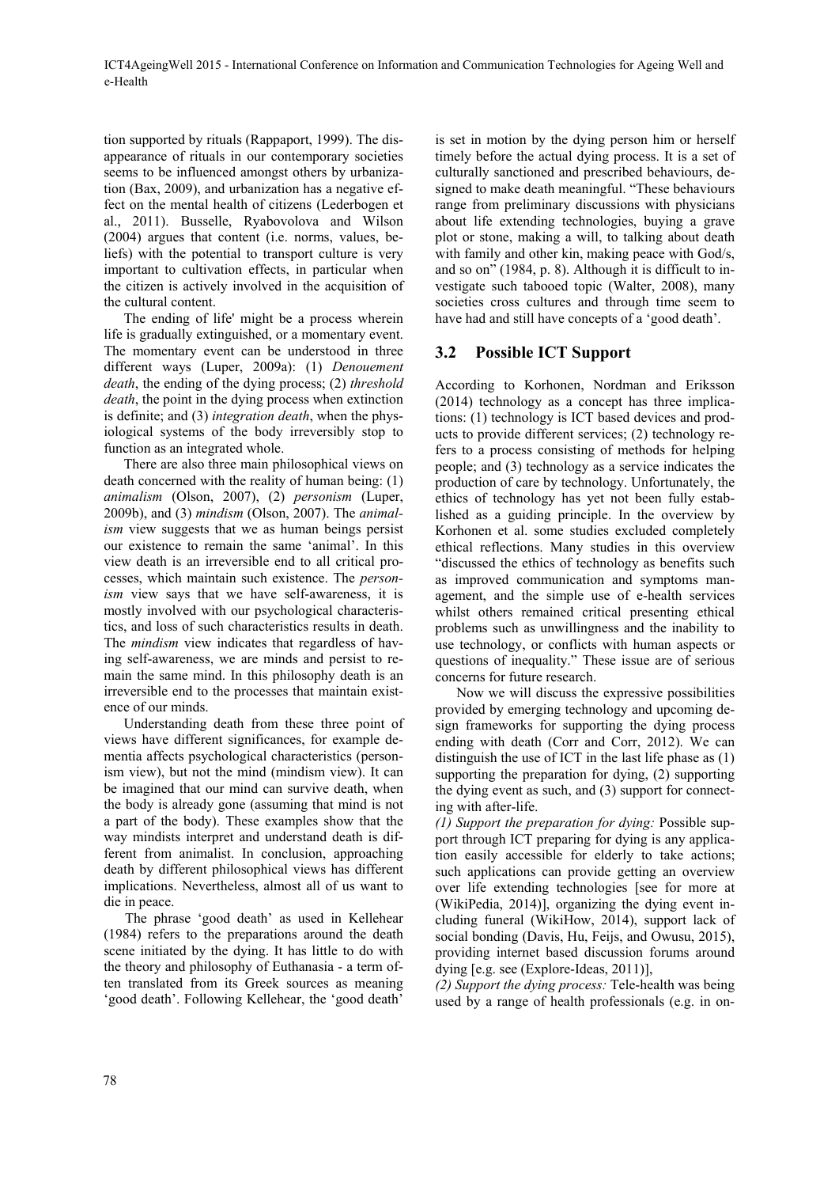tion supported by rituals (Rappaport, 1999). The disappearance of rituals in our contemporary societies seems to be influenced amongst others by urbanization (Bax, 2009), and urbanization has a negative effect on the mental health of citizens (Lederbogen et al., 2011). Busselle, Ryabovolova and Wilson (2004) argues that content (i.e. norms, values, beliefs) with the potential to transport culture is very important to cultivation effects, in particular when the citizen is actively involved in the acquisition of the cultural content.

The ending of life' might be a process wherein life is gradually extinguished, or a momentary event. The momentary event can be understood in three different ways (Luper, 2009a): (1) *Denouement death*, the ending of the dying process; (2) *threshold death*, the point in the dying process when extinction is definite; and (3) *integration death*, when the physiological systems of the body irreversibly stop to function as an integrated whole.

There are also three main philosophical views on death concerned with the reality of human being: (1) *animalism* (Olson, 2007), (2) *personism* (Luper, 2009b), and (3) *mindism* (Olson, 2007). The *animalism* view suggests that we as human beings persist our existence to remain the same 'animal'. In this view death is an irreversible end to all critical processes, which maintain such existence. The *personism* view says that we have self-awareness, it is mostly involved with our psychological characteristics, and loss of such characteristics results in death. The *mindism* view indicates that regardless of having self-awareness, we are minds and persist to remain the same mind. In this philosophy death is an irreversible end to the processes that maintain existence of our minds.

Understanding death from these three point of views have different significances, for example dementia affects psychological characteristics (personism view), but not the mind (mindism view). It can be imagined that our mind can survive death, when the body is already gone (assuming that mind is not a part of the body). These examples show that the way mindists interpret and understand death is different from animalist. In conclusion, approaching death by different philosophical views has different implications. Nevertheless, almost all of us want to die in peace.

The phrase 'good death' as used in Kellehear (1984) refers to the preparations around the death scene initiated by the dying. It has little to do with the theory and philosophy of Euthanasia - a term often translated from its Greek sources as meaning 'good death'. Following Kellehear, the 'good death' is set in motion by the dying person him or herself timely before the actual dying process. It is a set of culturally sanctioned and prescribed behaviours, designed to make death meaningful. "These behaviours range from preliminary discussions with physicians about life extending technologies, buying a grave plot or stone, making a will, to talking about death with family and other kin, making peace with God/s, and so on" (1984, p. 8). Although it is difficult to investigate such tabooed topic (Walter, 2008), many societies cross cultures and through time seem to have had and still have concepts of a 'good death'.

## 3.2 Possible ICT Support

According to Korhonen, Nordman and Eriksson (2014) technology as a concept has three implications: (1) technology is ICT based devices and products to provide different services; (2) technology refers to a process consisting of methods for helping people; and (3) technology as a service indicates the production of care by technology. Unfortunately, the ethics of technology has yet not been fully established as a guiding principle. In the overview by Korhonen et al. some studies excluded completely ethical reflections. Many studies in this overview "discussed the ethics of technology as benefits such as improved communication and symptoms management, and the simple use of e-health services whilst others remained critical presenting ethical problems such as unwillingness and the inability to use technology, or conflicts with human aspects or questions of inequality." These issue are of serious concerns for future research.

Now we will discuss the expressive possibilities provided by emerging technology and upcoming design frameworks for supporting the dying process ending with death (Corr and Corr, 2012). We can distinguish the use of ICT in the last life phase as (1) supporting the preparation for dying, (2) supporting the dying event as such, and (3) support for connecting with after-life.

*(1) Support the preparation for dying:* Possible support through ICT preparing for dying is any application easily accessible for elderly to take actions; such applications can provide getting an overview over life extending technologies [see for more at (WikiPedia, 2014)], organizing the dying event including funeral (WikiHow, 2014), support lack of social bonding (Davis, Hu, Feijs, and Owusu, 2015), providing internet based discussion forums around dying [e.g. see (Explore-Ideas, 2011)],

*(2) Support the dying process:* Tele-health was being used by a range of health professionals (e.g. in on-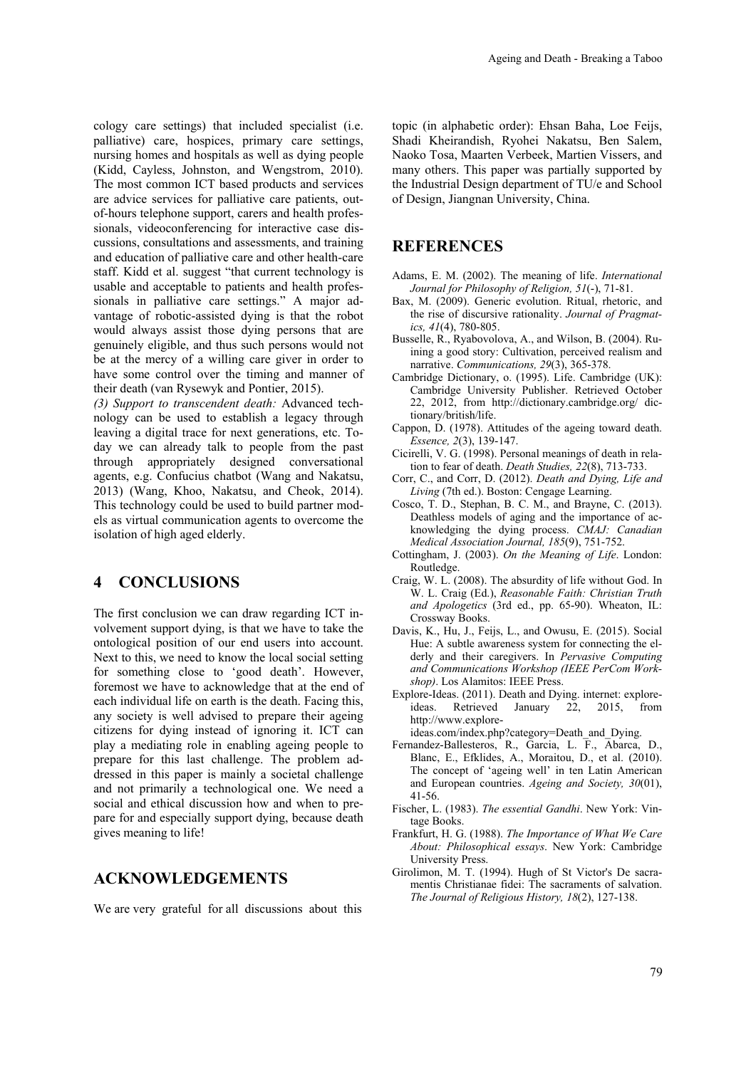cology care settings) that included specialist (i.e. palliative) care, hospices, primary care settings, nursing homes and hospitals as well as dying people (Kidd, Cayless, Johnston, and Wengstrom, 2010). The most common ICT based products and services are advice services for palliative care patients, out-of-hours telephone support, carers and health professionals, videoconferencing for interactive case discussions, consultations and assessments, and training and education of palliative care and other health-care staff. Kidd et al. suggest "that current technology is usable and acceptable to patients and health professionals in palliative care settings." A major advantage of robotic-assisted dying is that the robot would always assist those dying persons that are genuinely eligible, and thus such persons would not be at the mercy of a willing care giver in order to have some control over the timing and manner of their death (van Rysewyk and Pontier, 2015).

*(3) Support to transcendent death:* Advanced technology can be used to establish a legacy through leaving a digital trace for next generations, etc. Today we can already talk to people from the past through appropriately designed conversational agents, e.g. Confucius chatbot (Wang and Nakatsu, 2013) (Wang, Khoo, Nakatsu, and Cheok, 2014). This technology could be used to build partner models as virtual communication agents to overcome the isolation of high aged elderly.

## 4 CONCLUSIONS

The first conclusion we can draw regarding ICT involvement support dying, is that we have to take the ontological position of our end users into account. Next to this, we need to know the local social setting for something close to 'good death'. However, foremost we have to acknowledge that at the end of each individual life on earth is the death. Facing this, any society is well advised to prepare their ageing citizens for dying instead of ignoring it. ICT can play a mediating role in enabling ageing people to prepare for this last challenge. The problem addressed in this paper is mainly a societal challenge and not primarily a technological one. We need a social and ethical discussion how and when to prepare for and especially support dying, because death gives meaning to life!

## ACKNOWLEDGEMENTS

We are very grateful for all discussions about this topic (in alphabetic order): Ehsan Baha, Loe Feijs, Shadi Kheirandish, Ryohei Nakatsu, Ben Salem, Naoko Tosa, Maarten Verbeek, Martien Vissers, and many others. This paper was partially supported by the Industrial Design department of TU/e and School of Design, Jiangnan University, China.

## REFERENCES

Adams, E. M. (2002). The meaning of life. *International Journal for Philosophy of Religion, 51*(-), 71-81.

Bax, M. (2009). Generic evolution. Ritual, rhetoric, and the rise of discursive rationality. *Journal of Pragmatics, 41*(4), 780-805.

Busselle, R., Ryabovolova, A., and Wilson, B. (2004). Ruining a good story: Cultivation, perceived realism and narrative. *Communications, 29*(3), 365-378.

Cambridge Dictionary, o. (1995). Life. Cambridge (UK): Cambridge University Publisher. Retrieved October 22, 2012, from http://dictionary.cambridge.org/ dictionary/british/life.

Cappon, D. (1978). Attitudes of the ageing toward death. *Essence, 2*(3), 139-147.

Cicirelli, V. G. (1998). Personal meanings of death in relation to fear of death. *Death Studies, 22*(8), 713-733.

Corr, C., and Corr, D. (2012). *Death and Dying, Life and Living* (7th ed.). Boston: Cengage Learning.

Cosco, T. D., Stephan, B. C. M., and Brayne, C. (2013). Deathless models of aging and the importance of acknowledging the dying process. *CMAJ: Canadian Medical Association Journal, 185*(9), 751-752.

Cottingham, J. (2003). *On the Meaning of Life*. London: Routledge.

Craig, W. L. (2008). The absurdity of life without God. In W. L. Craig (Ed.), *Reasonable Faith: Christian Truth and Apologetics* (3rd ed., pp. 65-90). Wheaton, IL: Crossway Books.

Davis, K., Hu, J., Feijs, L., and Owusu, E. (2015). Social Hue: A subtle awareness system for connecting the elderly and their caregivers. In *Pervasive Computing and Communications Workshop (IEEE PerCom Workshop)*. Los Alamitos: IEEE Press.

Explore-Ideas. (2011). Death and Dying. internet: explore-ideas. Retrieved January 22, 2015, from http://www.explore-ideas.com/index.php?category=Death_and_Dying.

Fernandez-Ballesteros, R., Garcia, L. F., Abarca, D., Blanc, E., Efklides, A., Moraitou, D., et al. (2010). The concept of 'ageing well' in ten Latin American and European countries. *Ageing and Society, 30*(01), 41-56.

Fischer, L. (1983). *The essential Gandhi*. New York: Vintage Books.

Frankfurt, H. G. (1988). *The Importance of What We Care About: Philosophical essays*. New York: Cambridge University Press.

Girolimon, M. T. (1994). Hugh of St Victor's De sacramentis Christianae fidei: The sacraments of salvation. *The Journal of Religious History, 18*(2), 127-138.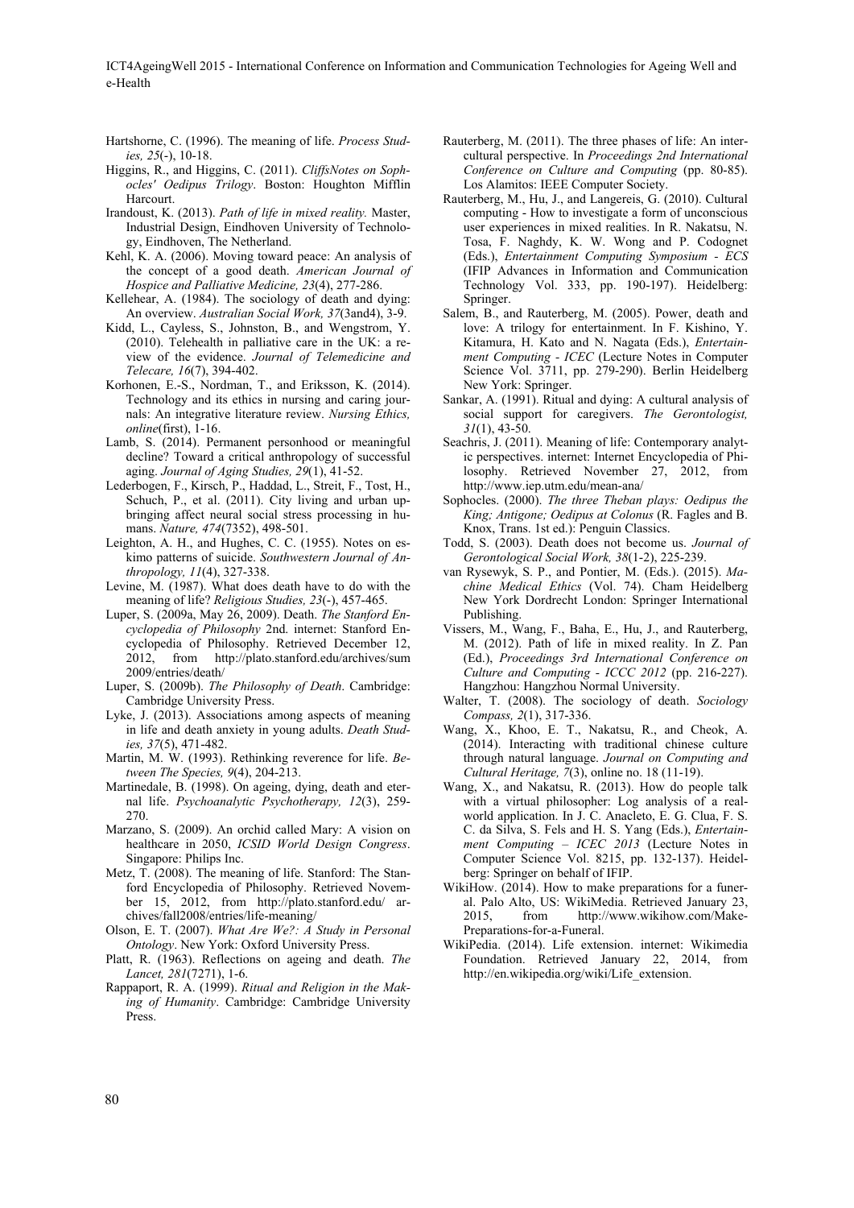Hartshorne, C. (1996). The meaning of life. *Process Studies, 25*(-), 10-18.

Higgins, R., and Higgins, C. (2011). *CliffsNotes on Sophocles' Oedipus Trilogy*. Boston: Houghton Mifflin Harcourt.

Irandoust, K. (2013). *Path of life in mixed reality.* Master, Industrial Design, Eindhoven University of Technology, Eindhoven, The Netherland.

Kehl, K. A. (2006). Moving toward peace: An analysis of the concept of a good death. *American Journal of Hospice and Palliative Medicine, 23*(4), 277-286.

Kellehear, A. (1984). The sociology of death and dying: An overview. *Australian Social Work, 37*(3and4), 3-9.

Kidd, L., Cayless, S., Johnston, B., and Wengstrom, Y. (2010). Telehealth in palliative care in the UK: a review of the evidence. *Journal of Telemedicine and Telecare, 16*(7), 394-402.

Korhonen, E.-S., Nordman, T., and Eriksson, K. (2014). Technology and its ethics in nursing and caring journals: An integrative literature review. *Nursing Ethics, online*(first), 1-16.

Lamb, S. (2014). Permanent personhood or meaningful decline? Toward a critical anthropology of successful aging. *Journal of Aging Studies, 29*(1), 41-52.

Lederbogen, F., Kirsch, P., Haddad, L., Streit, F., Tost, H., Schuch, P., et al. (2011). City living and urban upbringing affect neural social stress processing in humans. *Nature, 474*(7352), 498-501.

Leighton, A. H., and Hughes, C. C. (1955). Notes on eskimo patterns of suicide. *Southwestern Journal of Anthropology, 11*(4), 327-338.

Levine, M. (1987). What does death have to do with the meaning of life? *Religious Studies, 23*(-), 457-465.

Luper, S. (2009a, May 26, 2009). Death. *The Stanford Encyclopedia of Philosophy* 2nd. internet: Stanford Encyclopedia of Philosophy. Retrieved December 12, 2012, from http://plato.stanford.edu/archives/sum2009/entries/death/

Luper, S. (2009b). *The Philosophy of Death*. Cambridge: Cambridge University Press.

Lyke, J. (2013). Associations among aspects of meaning in life and death anxiety in young adults. *Death Studies, 37*(5), 471-482.

Martin, M. W. (1993). Rethinking reverence for life. *Between The Species, 9*(4), 204-213.

Martinedale, B. (1998). On ageing, dying, death and eternal life. *Psychoanalytic Psychotherapy, 12*(3), 259-270.

Marzano, S. (2009). An orchid called Mary: A vision on healthcare in 2050, *ICSID World Design Congress*. Singapore: Philips Inc.

Metz, T. (2008). The meaning of life. Stanford: The Stanford Encyclopedia of Philosophy. Retrieved November 15, 2012, from http://plato.stanford.edu/archives/fall2008/entries/life-meaning/

Olson, E. T. (2007). *What Are We?: A Study in Personal Ontology*. New York: Oxford University Press.

Platt, R. (1963). Reflections on ageing and death. *The Lancet, 281*(7271), 1-6.

Rappaport, R. A. (1999). *Ritual and Religion in the Making of Humanity*. Cambridge: Cambridge University Press.

Rauterberg, M. (2011). The three phases of life: An intercultural perspective. In *Proceedings 2nd International Conference on Culture and Computing* (pp. 80-85). Los Alamitos: IEEE Computer Society.

Rauterberg, M., Hu, J., and Langereis, G. (2010). Cultural computing - How to investigate a form of unconscious user experiences in mixed realities. In R. Nakatsu, N. Tosa, F. Naghdy, K. W. Wong and P. Codognet (Eds.), *Entertainment Computing Symposium - ECS* (IFIP Advances in Information and Communication Technology Vol. 333, pp. 190-197). Heidelberg: Springer.

Salem, B., and Rauterberg, M. (2005). Power, death and love: A trilogy for entertainment. In F. Kishino, Y. Kitamura, H. Kato and N. Nagata (Eds.), *Entertainment Computing - ICEC* (Lecture Notes in Computer Science Vol. 3711, pp. 279-290). Berlin Heidelberg New York: Springer.

Sankar, A. (1991). Ritual and dying: A cultural analysis of social support for caregivers. *The Gerontologist, 31*(1), 43-50.

Seachris, J. (2011). Meaning of life: Contemporary analytic perspectives. internet: Internet Encyclopedia of Philosophy. Retrieved November 27, 2012, from http://www.iep.utm.edu/mean-ana/

Sophocles. (2000). *The three Theban plays: Oedipus the King; Antigone; Oedipus at Colonus* (R. Fagles and B. Knox, Trans. 1st ed.): Penguin Classics.

Todd, S. (2003). Death does not become us. *Journal of Gerontological Social Work, 38*(1-2), 225-239.

van Rysewyk, S. P., and Pontier, M. (Eds.). (2015). *Machine Medical Ethics* (Vol. 74). Cham Heidelberg New York Dordrecht London: Springer International Publishing.

Vissers, M., Wang, F., Baha, E., Hu, J., and Rauterberg, M. (2012). Path of life in mixed reality. In Z. Pan (Ed.), *Proceedings 3rd International Conference on Culture and Computing - ICCC 2012* (pp. 216-227). Hangzhou: Hangzhou Normal University.

Walter, T. (2008). The sociology of death. *Sociology Compass, 2*(1), 317-336.

Wang, X., Khoo, E. T., Nakatsu, R., and Cheok, A. (2014). Interacting with traditional chinese culture through natural language. *Journal on Computing and Cultural Heritage, 7*(3), online no. 18 (11-19).

Wang, X., and Nakatsu, R. (2013). How do people talk with a virtual philosopher: Log analysis of a real-world application. In J. C. Anacleto, E. G. Clua, F. S. C. da Silva, S. Fels and H. S. Yang (Eds.), *Entertainment Computing – ICEC 2013* (Lecture Notes in Computer Science Vol. 8215, pp. 132-137). Heidelberg: Springer on behalf of IFIP.

WikiHow. (2014). How to make preparations for a funeral. Palo Alto, US: WikiMedia. Retrieved January 23, 2015, from http://www.wikihow.com/Make-Preparations-for-a-Funeral.

WikiPedia. (2014). Life extension. internet: Wikimedia Foundation. Retrieved January 22, 2014, from http://en.wikipedia.org/wiki/Life_extension.